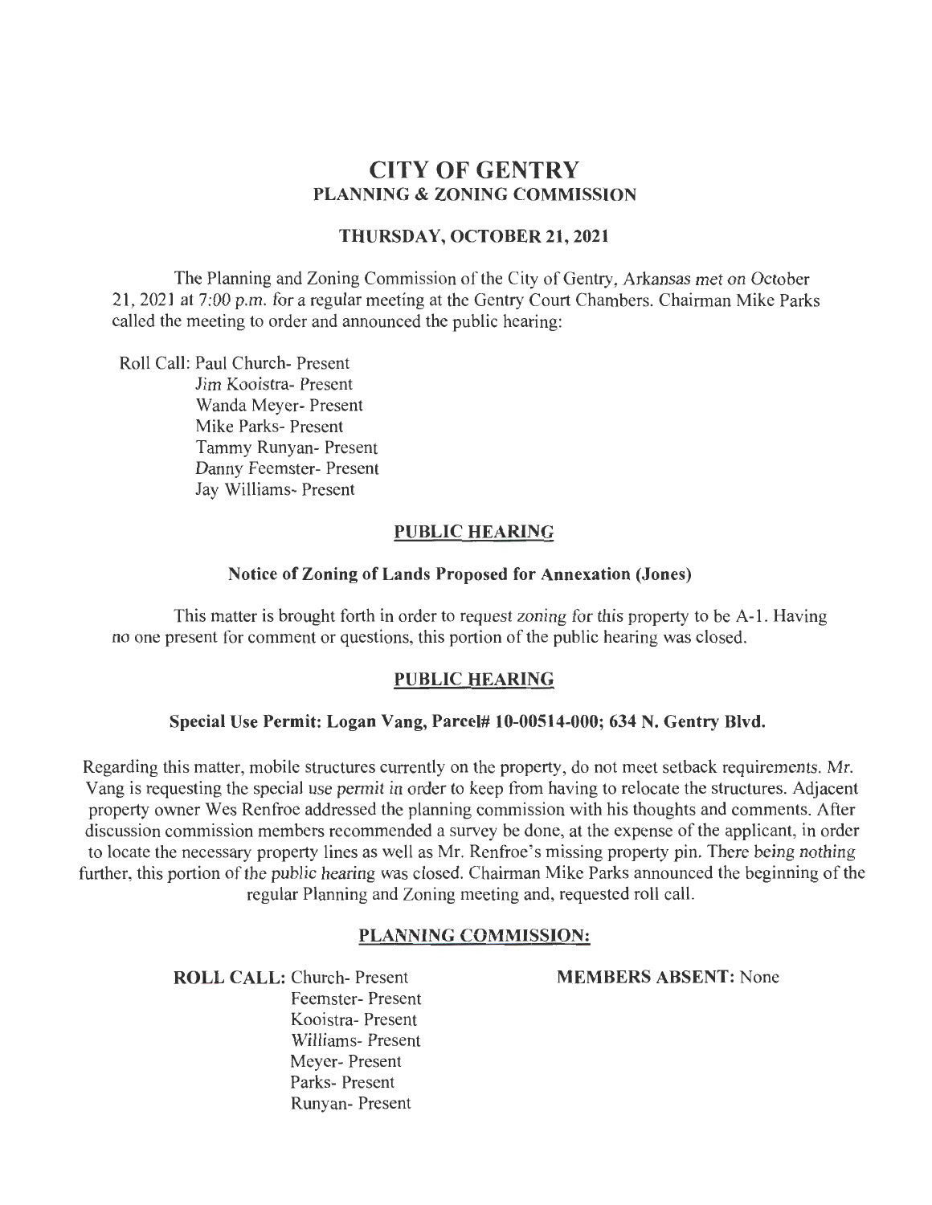# CITY OF GENTRY

## PLANNING & ZONING COMMISSION

### THURSDAY, OCTOBER 21, 2021

The Planning and Zoning Commission of the City of Gentry, Arkansas met on October 21, 2021 at 7:00 p.m. for a regular meeting at the Gentry Court Chambers. Chairman Mike Parks called the meeting to order and announced the public hearing:

Roll Call: Paul Church- Present
Jim Kooistra- Present
Wanda Meyer- Present
Mike Parks- Present
Tammy Runyan- Present
Danny Feemster- Present
Jay Williams- Present

### PUBLIC HEARING

**Notice of Zoning of Lands Proposed for Annexation (Jones)**

This matter is brought forth in order to request zoning for this property to be A-1. Having no one present for comment or questions, this portion of the public hearing was closed.

### PUBLIC HEARING

**Special Use Permit: Logan Vang, Parcel# 10-00514-000; 634 N. Gentry Blvd.**

Regarding this matter, mobile structures currently on the property, do not meet setback requirements. Mr. Vang is requesting the special use permit in order to keep from having to relocate the structures. Adjacent property owner Wes Renfroe addressed the planning commission with his thoughts and comments. After discussion commission members recommended a survey be done, at the expense of the applicant, in order to locate the necessary property lines as well as Mr. Renfroe's missing property pin. There being nothing further, this portion of the public hearing was closed. Chairman Mike Parks announced the beginning of the regular Planning and Zoning meeting and, requested roll call.

### PLANNING COMMISSION:

**ROLL CALL:** Church- Present
Feemster- Present
Kooistra- Present
Williams- Present
Meyer- Present
Parks- Present
Runyan- Present

**MEMBERS ABSENT:** None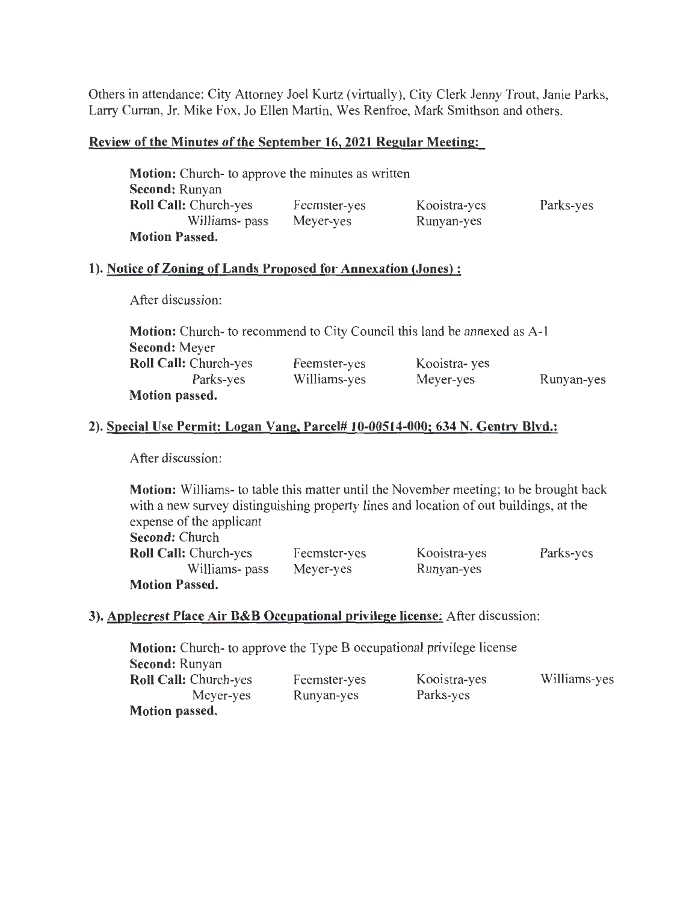Others in attendance: City Attorney Joel Kurtz (virtually), City Clerk Jenny Trout, Janie Parks, Larry Curran, Jr. Mike Fox, Jo Ellen Martin, Wes Renfroe, Mark Smithson and others.

**Review of the Minutes of the September 16, 2021 Regular Meeting:**

**Motion:** Church- to approve the minutes as written
**Second:** Runyan
**Roll Call:** Church-yes Feemster-yes Kooistra-yes Parks-yes
Williams- pass Meyer-yes Runyan-yes
**Motion Passed.**

**1). Notice of Zoning of Lands Proposed for Annexation (Jones) :**

After discussion:

**Motion:** Church- to recommend to City Council this land be annexed as A-1
**Second:** Meyer
**Roll Call:** Church-yes Feemster-yes Kooistra- yes
Parks-yes Williams-yes Meyer-yes Runyan-yes
**Motion passed.**

**2). Special Use Permit: Logan Vang, Parcel# 10-00514-000; 634 N. Gentry Blvd.:**

After discussion:

**Motion:** Williams- to table this matter until the November meeting; to be brought back with a new survey distinguishing property lines and location of out buildings, at the expense of the applicant
**Second:** Church
**Roll Call:** Church-yes Feemster-yes Kooistra-yes Parks-yes
Williams- pass Meyer-yes Runyan-yes
**Motion Passed.**

**3). Applecrest Place Air B&B Occupational privilege license:** After discussion:

**Motion:** Church- to approve the Type B occupational privilege license
**Second:** Runyan
**Roll Call:** Church-yes Feemster-yes Kooistra-yes Williams-yes
Meyer-yes Runyan-yes Parks-yes
**Motion passed.**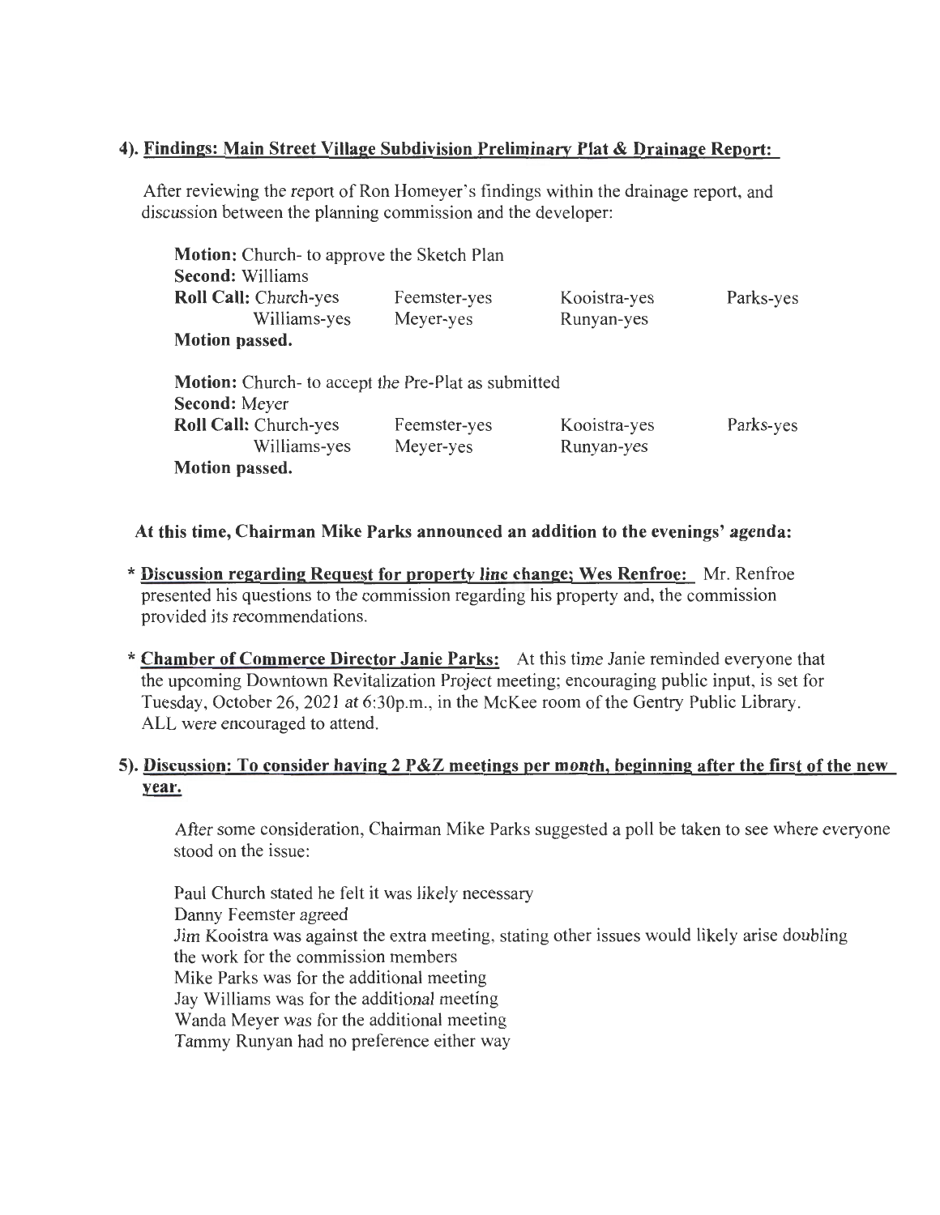### 4). Findings: Main Street Village Subdivision Preliminary Plat & Drainage Report:

After reviewing the report of Ron Homeyer's findings within the drainage report, and discussion between the planning commission and the developer:

**Motion:** Church- to approve the Sketch Plan
**Second:** Williams
**Roll Call:** Church-yes Feemster-yes Kooistra-yes Parks-yes
Williams-yes Meyer-yes Runyan-yes
**Motion passed.**

**Motion:** Church- to accept the Pre-Plat as submitted
**Second:** Meyer
**Roll Call:** Church-yes Feemster-yes Kooistra-yes Parks-yes
Williams-yes Meyer-yes Runyan-yes
**Motion passed.**

**At this time, Chairman Mike Parks announced an addition to the evenings' agenda:**

* **Discussion regarding Request for property line change; Wes Renfroe:** Mr. Renfroe presented his questions to the commission regarding his property and, the commission provided its recommendations.

* **Chamber of Commerce Director Janie Parks:** At this time Janie reminded everyone that the upcoming Downtown Revitalization Project meeting; encouraging public input, is set for Tuesday, October 26, 2021 at 6:30p.m., in the McKee room of the Gentry Public Library. ALL were encouraged to attend.

### 5). Discussion: To consider having 2 P&Z meetings per month, beginning after the first of the new year.

After some consideration, Chairman Mike Parks suggested a poll be taken to see where everyone stood on the issue:

Paul Church stated he felt it was likely necessary
Danny Feemster agreed
Jim Kooistra was against the extra meeting, stating other issues would likely arise doubling the work for the commission members
Mike Parks was for the additional meeting
Jay Williams was for the additional meeting
Wanda Meyer was for the additional meeting
Tammy Runyan had no preference either way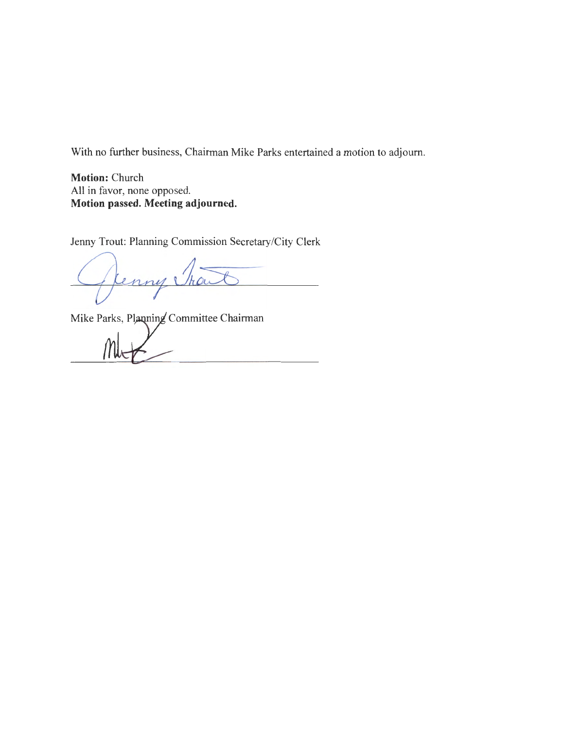With no further business, Chairman Mike Parks entertained a motion to adjourn.

**Motion:** Church
All in favor, none opposed.
**Motion passed. Meeting adjourned.**

Jenny Trout: Planning Commission Secretary/City Clerk

\_\_\_\_\_\_\_\_\_\_\_\_\_\_\_\_\_\_\_\_\_\_\_\_\_\_\_\_\_\_\_\_\_\_\_\_

Mike Parks, Planning Committee Chairman

\_\_\_\_\_\_\_\_\_\_\_\_\_\_\_\_\_\_\_\_\_\_\_\_\_\_\_\_\_\_\_\_\_\_\_\_